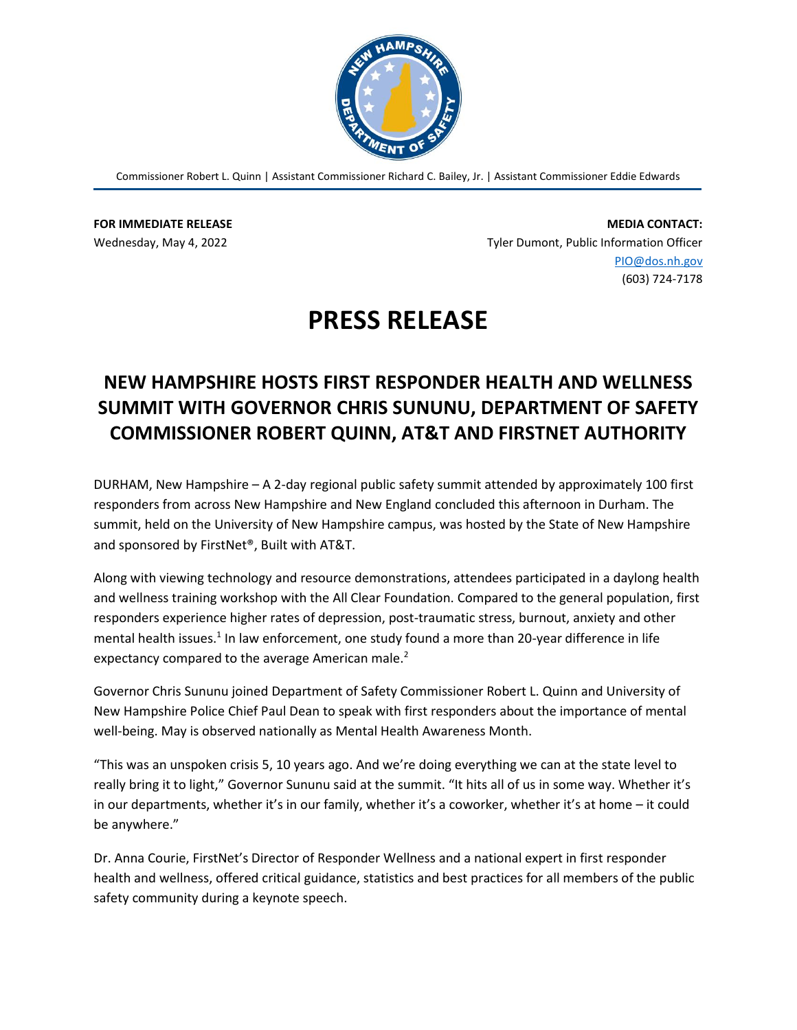Commissioner Robert L. Quinn | Assistant Commissioner Richard C. Bailey, Jr. | Assistant Commissioner Eddie Edwards

**FOR IMMEDIATE RELEASE**
Wednesday, May 4, 2022

**MEDIA CONTACT:**
Tyler Dumont, Public Information Officer
PIO@dos.nh.gov
(603) 724-7178

# PRESS RELEASE

## NEW HAMPSHIRE HOSTS FIRST RESPONDER HEALTH AND WELLNESS SUMMIT WITH GOVERNOR CHRIS SUNUNU, DEPARTMENT OF SAFETY COMMISSIONER ROBERT QUINN, AT&T AND FIRSTNET AUTHORITY

DURHAM, New Hampshire – A 2-day regional public safety summit attended by approximately 100 first responders from across New Hampshire and New England concluded this afternoon in Durham. The summit, held on the University of New Hampshire campus, was hosted by the State of New Hampshire and sponsored by FirstNet®, Built with AT&T.

Along with viewing technology and resource demonstrations, attendees participated in a daylong health and wellness training workshop with the All Clear Foundation. Compared to the general population, first responders experience higher rates of depression, post-traumatic stress, burnout, anxiety and other mental health issues.[1] In law enforcement, one study found a more than 20-year difference in life expectancy compared to the average American male.[2]

Governor Chris Sununu joined Department of Safety Commissioner Robert L. Quinn and University of New Hampshire Police Chief Paul Dean to speak with first responders about the importance of mental well-being. May is observed nationally as Mental Health Awareness Month.

"This was an unspoken crisis 5, 10 years ago. And we're doing everything we can at the state level to really bring it to light," Governor Sununu said at the summit. "It hits all of us in some way. Whether it's in our departments, whether it's in our family, whether it's a coworker, whether it's at home – it could be anywhere."

Dr. Anna Courie, FirstNet's Director of Responder Wellness and a national expert in first responder health and wellness, offered critical guidance, statistics and best practices for all members of the public safety community during a keynote speech.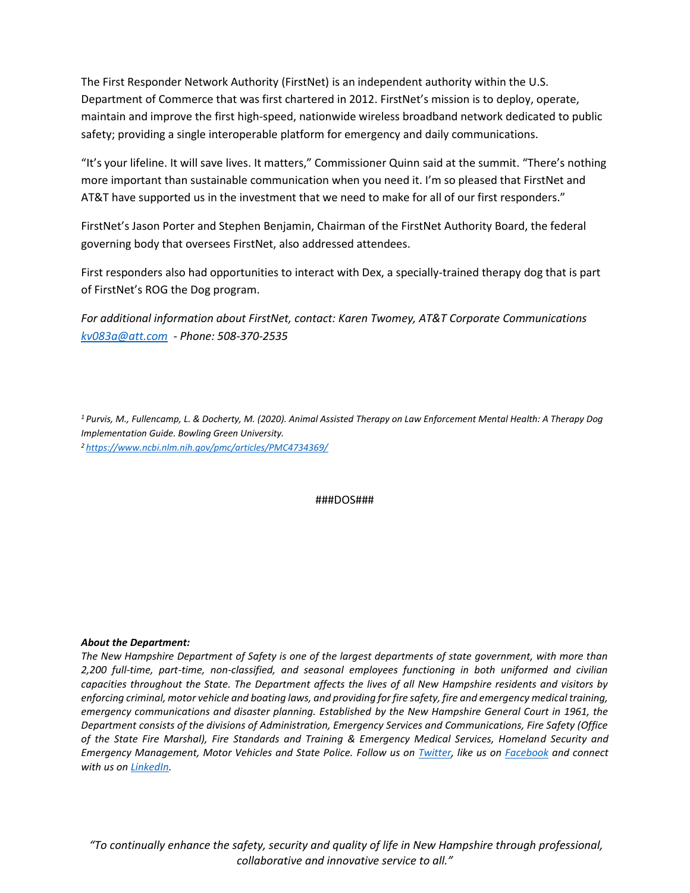The First Responder Network Authority (FirstNet) is an independent authority within the U.S. Department of Commerce that was first chartered in 2012. FirstNet's mission is to deploy, operate, maintain and improve the first high-speed, nationwide wireless broadband network dedicated to public safety; providing a single interoperable platform for emergency and daily communications.

"It's your lifeline. It will save lives. It matters," Commissioner Quinn said at the summit. "There's nothing more important than sustainable communication when you need it. I'm so pleased that FirstNet and AT&T have supported us in the investment that we need to make for all of our first responders."

FirstNet's Jason Porter and Stephen Benjamin, Chairman of the FirstNet Authority Board, the federal governing body that oversees FirstNet, also addressed attendees.

First responders also had opportunities to interact with Dex, a specially-trained therapy dog that is part of FirstNet's ROG the Dog program.

*For additional information about FirstNet, contact: Karen Twomey, AT&T Corporate Communications [kv083a@att.com](mailto:kv083a@att.com) - Phone: 508-370-2535*

[1] *Purvis, M., Fullencamp, L. & Docherty, M. (2020). Animal Assisted Therapy on Law Enforcement Mental Health: A Therapy Dog Implementation Guide. Bowling Green University.*

[2] *https://www.ncbi.nlm.nih.gov/pmc/articles/PMC4734369/*

###DOS###

***About the Department:***

*The New Hampshire Department of Safety is one of the largest departments of state government, with more than 2,200 full-time, part-time, non-classified, and seasonal employees functioning in both uniformed and civilian capacities throughout the State. The Department affects the lives of all New Hampshire residents and visitors by enforcing criminal, motor vehicle and boating laws, and providing for fire safety, fire and emergency medical training, emergency communications and disaster planning. Established by the New Hampshire General Court in 1961, the Department consists of the divisions of Administration, Emergency Services and Communications, Fire Safety (Office of the State Fire Marshal), Fire Standards and Training & Emergency Medical Services, Homeland Security and Emergency Management, Motor Vehicles and State Police. Follow us on Twitter, like us on Facebook and connect with us on LinkedIn.*

*"To continually enhance the safety, security and quality of life in New Hampshire through professional, collaborative and innovative service to all."*